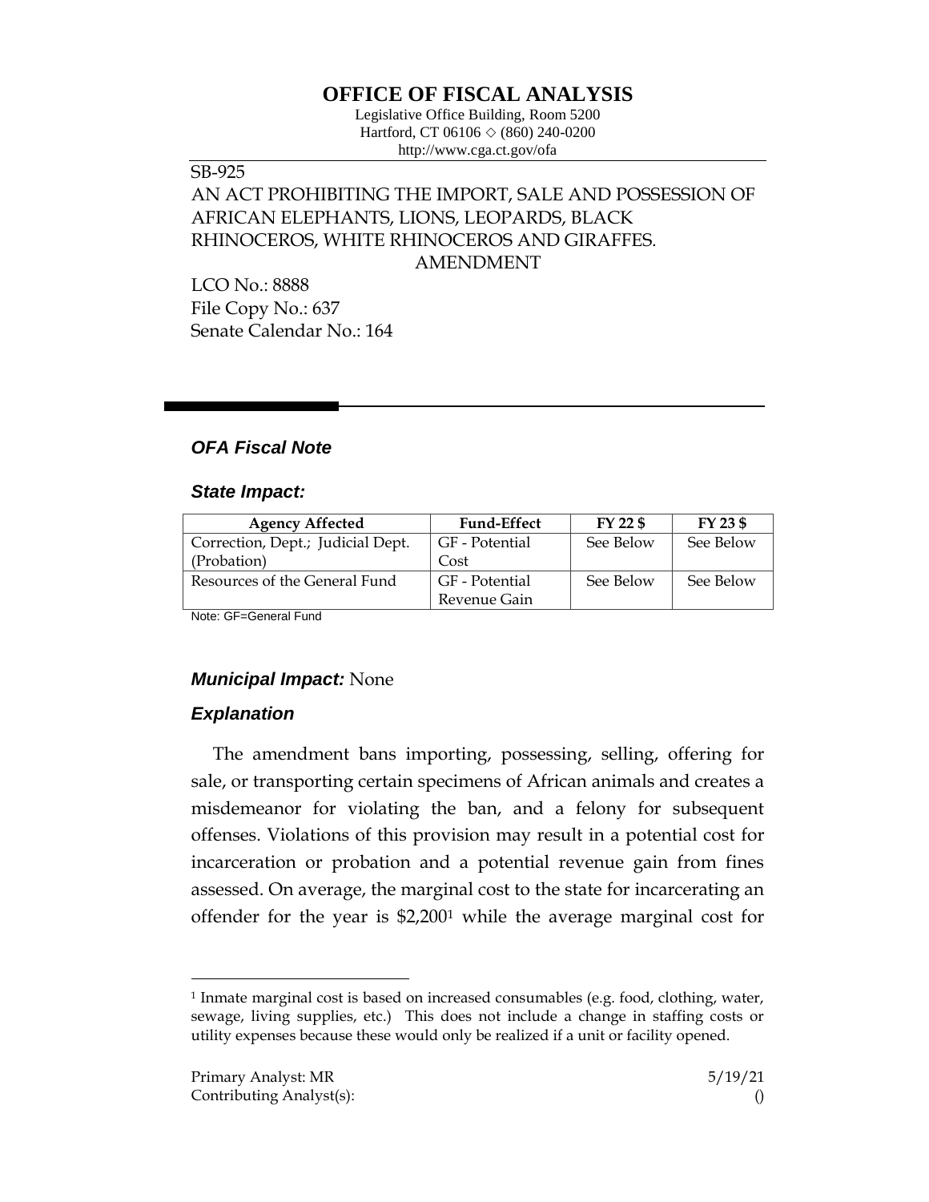# OFFICE OF FISCAL ANALYSIS

Legislative Office Building, Room 5200
Hartford, CT 06106 ◇ (860) 240-0200
http://www.cga.ct.gov/ofa

SB-925
AN ACT PROHIBITING THE IMPORT, SALE AND POSSESSION OF AFRICAN ELEPHANTS, LIONS, LEOPARDS, BLACK RHINOCEROS, WHITE RHINOCEROS AND GIRAFFES.
AMENDMENT

LCO No.: 8888
File Copy No.: 637
Senate Calendar No.: 164

## *OFA Fiscal Note*

### *State Impact:*

| Agency Affected | Fund-Effect | FY 22 $ | FY 23 $ |
|---|---|---|---|
| Correction, Dept.; Judicial Dept. (Probation) | GF - Potential Cost | See Below | See Below |
| Resources of the General Fund | GF - Potential Revenue Gain | See Below | See Below |

Note: GF=General Fund

### *Municipal Impact:* None

### *Explanation*

The amendment bans importing, possessing, selling, offering for sale, or transporting certain specimens of African animals and creates a misdemeanor for violating the ban, and a felony for subsequent offenses. Violations of this provision may result in a potential cost for incarceration or probation and a potential revenue gain from fines assessed. On average, the marginal cost to the state for incarcerating an offender for the year is $2,200[1] while the average marginal cost for

[1] Inmate marginal cost is based on increased consumables (e.g. food, clothing, water, sewage, living supplies, etc.) This does not include a change in staffing costs or utility expenses because these would only be realized if a unit or facility opened.

Primary Analyst: MR 5/19/21
Contributing Analyst(s): ()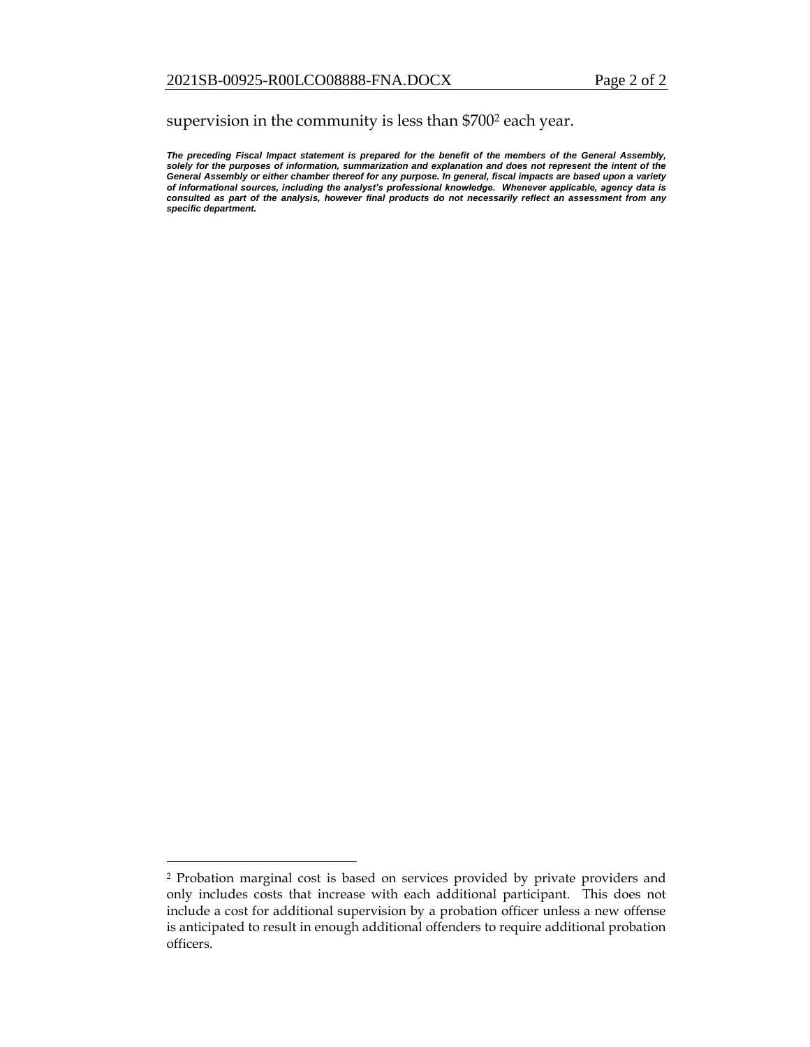supervision in the community is less than $700[2] each year.

***The preceding Fiscal Impact statement is prepared for the benefit of the members of the General Assembly, solely for the purposes of information, summarization and explanation and does not represent the intent of the General Assembly or either chamber thereof for any purpose. In general, fiscal impacts are based upon a variety of informational sources, including the analyst's professional knowledge. Whenever applicable, agency data is consulted as part of the analysis, however final products do not necessarily reflect an assessment from any specific department.***

[2] Probation marginal cost is based on services provided by private providers and only includes costs that increase with each additional participant. This does not include a cost for additional supervision by a probation officer unless a new offense is anticipated to result in enough additional offenders to require additional probation officers.